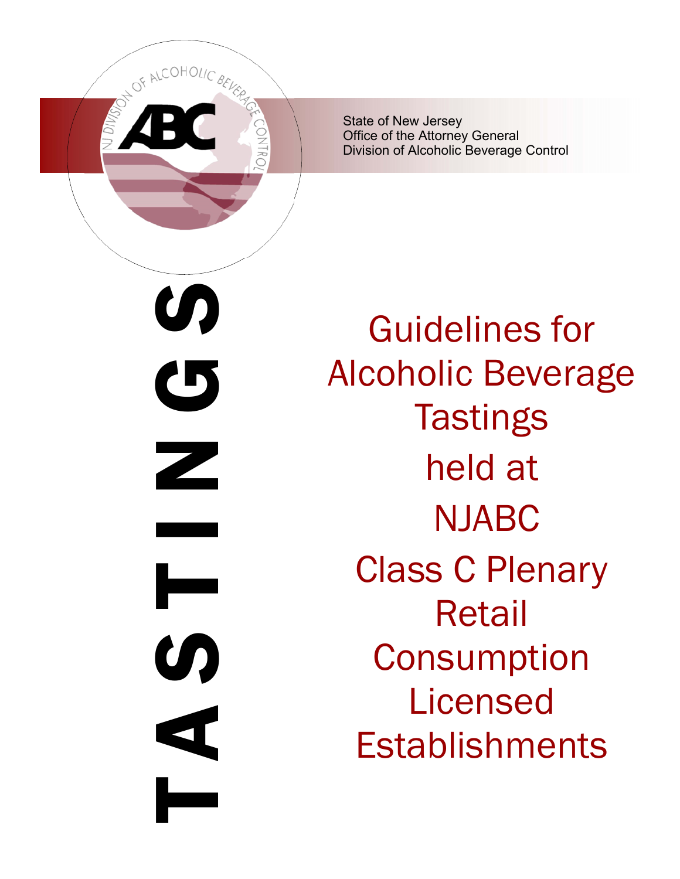State of New Jersey
Office of the Attorney General
Division of Alcoholic Beverage Control

TASTINGS

# Guidelines for Alcoholic Beverage Tastings held at NJABC Class C Plenary Retail Consumption Licensed Establishments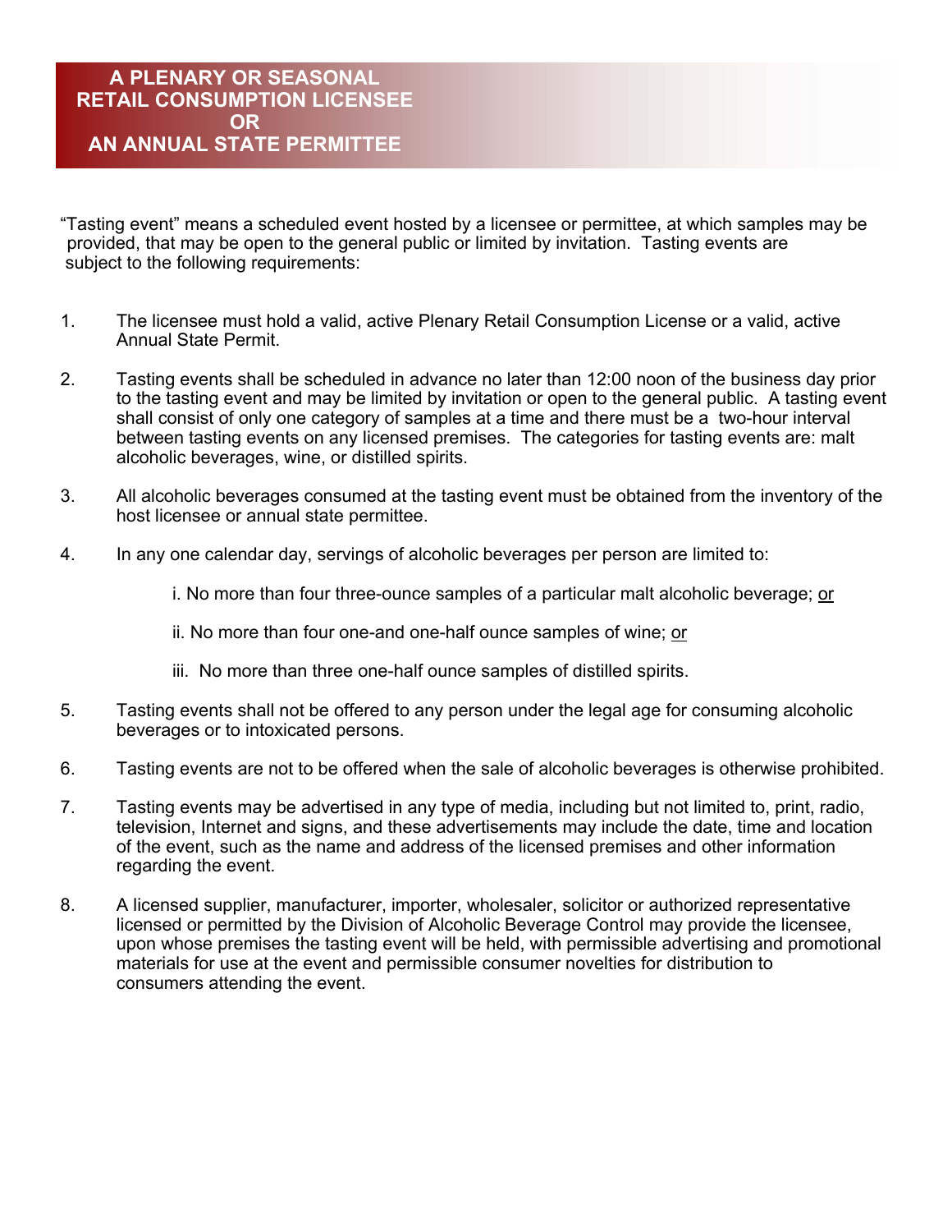## A PLENARY OR SEASONAL RETAIL CONSUMPTION LICENSEE OR AN ANNUAL STATE PERMITTEE

"Tasting event" means a scheduled event hosted by a licensee or permittee, at which samples may be provided, that may be open to the general public or limited by invitation. Tasting events are subject to the following requirements:

1. The licensee must hold a valid, active Plenary Retail Consumption License or a valid, active Annual State Permit.

2. Tasting events shall be scheduled in advance no later than 12:00 noon of the business day prior to the tasting event and may be limited by invitation or open to the general public. A tasting event shall consist of only one category of samples at a time and there must be a two-hour interval between tasting events on any licensed premises. The categories for tasting events are: malt alcoholic beverages, wine, or distilled spirits.

3. All alcoholic beverages consumed at the tasting event must be obtained from the inventory of the host licensee or annual state permittee.

4. In any one calendar day, servings of alcoholic beverages per person are limited to:

   i. No more than four three-ounce samples of a particular malt alcoholic beverage; <u>or</u>

   ii. No more than four one-and one-half ounce samples of wine; <u>or</u>

   iii. No more than three one-half ounce samples of distilled spirits.

5. Tasting events shall not be offered to any person under the legal age for consuming alcoholic beverages or to intoxicated persons.

6. Tasting events are not to be offered when the sale of alcoholic beverages is otherwise prohibited.

7. Tasting events may be advertised in any type of media, including but not limited to, print, radio, television, Internet and signs, and these advertisements may include the date, time and location of the event, such as the name and address of the licensed premises and other information regarding the event.

8. A licensed supplier, manufacturer, importer, wholesaler, solicitor or authorized representative licensed or permitted by the Division of Alcoholic Beverage Control may provide the licensee, upon whose premises the tasting event will be held, with permissible advertising and promotional materials for use at the event and permissible consumer novelties for distribution to consumers attending the event.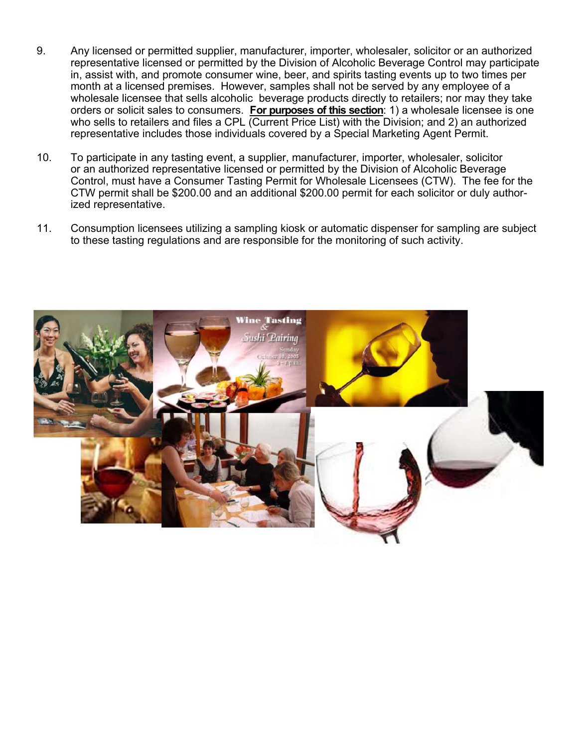9. Any licensed or permitted supplier, manufacturer, importer, wholesaler, solicitor or an authorized representative licensed or permitted by the Division of Alcoholic Beverage Control may participate in, assist with, and promote consumer wine, beer, and spirits tasting events up to two times per month at a licensed premises. However, samples shall not be served by any employee of a wholesale licensee that sells alcoholic beverage products directly to retailers; nor may they take orders or solicit sales to consumers. **For purposes of this section**: 1) a wholesale licensee is one who sells to retailers and files a CPL (Current Price List) with the Division; and 2) an authorized representative includes those individuals covered by a Special Marketing Agent Permit.

10. To participate in any tasting event, a supplier, manufacturer, importer, wholesaler, solicitor or an authorized representative licensed or permitted by the Division of Alcoholic Beverage Control, must have a Consumer Tasting Permit for Wholesale Licensees (CTW). The fee for the CTW permit shall be $200.00 and an additional $200.00 permit for each solicitor or duly authorized representative.

11. Consumption licensees utilizing a sampling kiosk or automatic dispenser for sampling are subject to these tasting regulations and are responsible for the monitoring of such activity.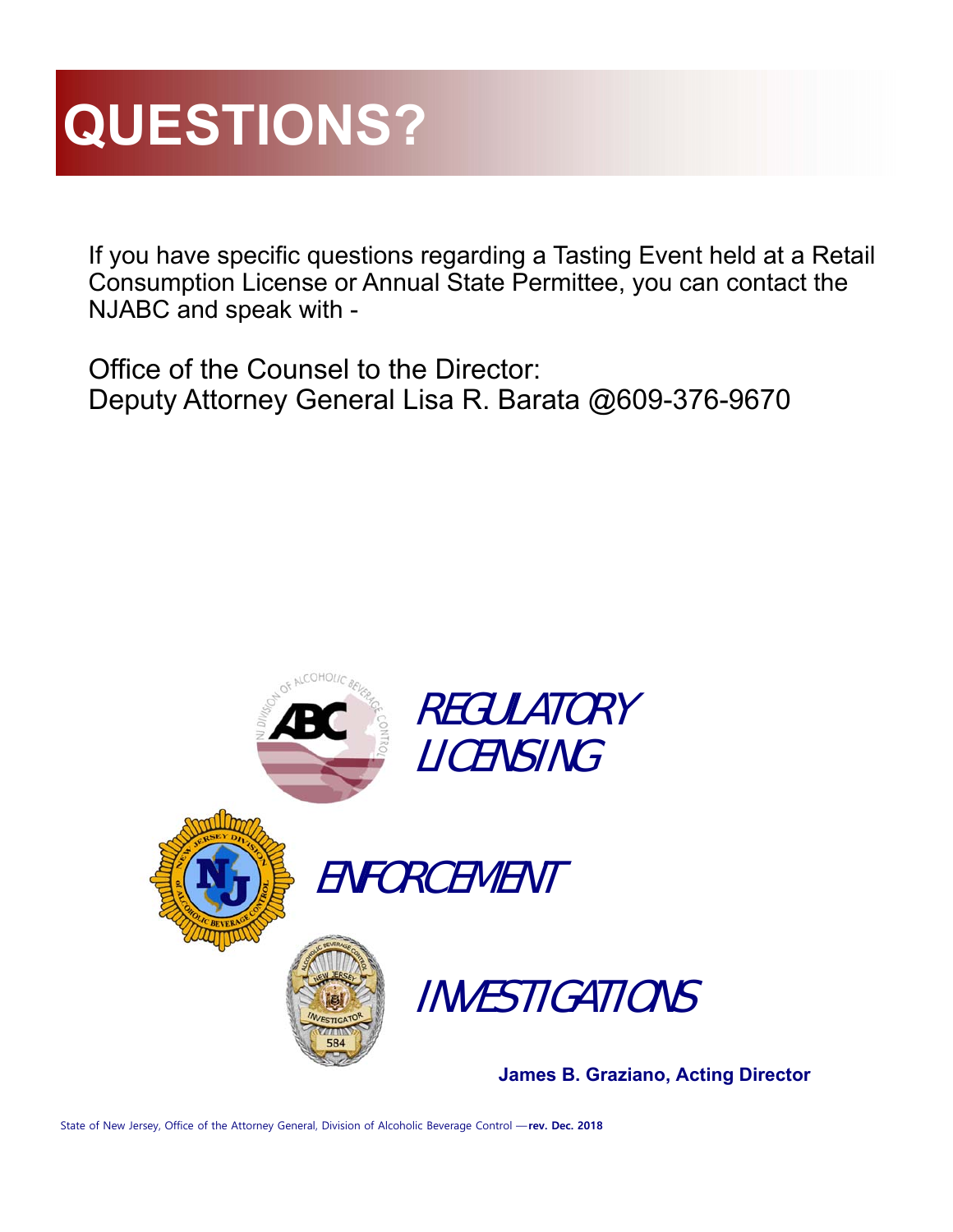# QUESTIONS?

If you have specific questions regarding a Tasting Event held at a Retail Consumption License or Annual State Permittee, you can contact the NJABC and speak with -

Office of the Counsel to the Director:
Deputy Attorney General Lisa R. Barata @609-376-9670

*REGULATORY*
*LICENSING*

*ENFORCEMENT*

*INVESTIGATIONS*

**James B. Graziano, Acting Director**

State of New Jersey, Office of the Attorney General, Division of Alcoholic Beverage Control —**rev. Dec. 2018**